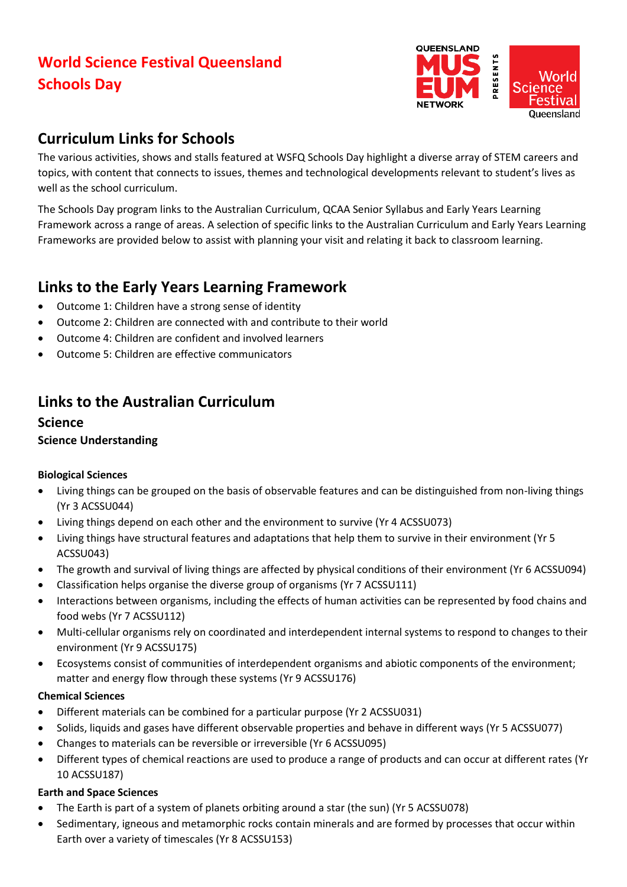# World Science Festival Queensland Schools Day

## Curriculum Links for Schools

The various activities, shows and stalls featured at WSFQ Schools Day highlight a diverse array of STEM careers and topics, with content that connects to issues, themes and technological developments relevant to student's lives as well as the school curriculum.

The Schools Day program links to the Australian Curriculum, QCAA Senior Syllabus and Early Years Learning Framework across a range of areas. A selection of specific links to the Australian Curriculum and Early Years Learning Frameworks are provided below to assist with planning your visit and relating it back to classroom learning.

## Links to the Early Years Learning Framework

- Outcome 1: Children have a strong sense of identity
- Outcome 2: Children are connected with and contribute to their world
- Outcome 4: Children are confident and involved learners
- Outcome 5: Children are effective communicators

## Links to the Australian Curriculum

### Science

#### Science Understanding

**Biological Sciences**

- Living things can be grouped on the basis of observable features and can be distinguished from non-living things (Yr 3 ACSSU044)
- Living things depend on each other and the environment to survive (Yr 4 ACSSU073)
- Living things have structural features and adaptations that help them to survive in their environment (Yr 5 ACSSU043)
- The growth and survival of living things are affected by physical conditions of their environment (Yr 6 ACSSU094)
- Classification helps organise the diverse group of organisms (Yr 7 ACSSU111)
- Interactions between organisms, including the effects of human activities can be represented by food chains and food webs (Yr 7 ACSSU112)
- Multi-cellular organisms rely on coordinated and interdependent internal systems to respond to changes to their environment (Yr 9 ACSSU175)
- Ecosystems consist of communities of interdependent organisms and abiotic components of the environment; matter and energy flow through these systems (Yr 9 ACSSU176)

**Chemical Sciences**

- Different materials can be combined for a particular purpose (Yr 2 ACSSU031)
- Solids, liquids and gases have different observable properties and behave in different ways (Yr 5 ACSSU077)
- Changes to materials can be reversible or irreversible (Yr 6 ACSSU095)
- Different types of chemical reactions are used to produce a range of products and can occur at different rates (Yr 10 ACSSU187)

**Earth and Space Sciences**

- The Earth is part of a system of planets orbiting around a star (the sun) (Yr 5 ACSSU078)
- Sedimentary, igneous and metamorphic rocks contain minerals and are formed by processes that occur within Earth over a variety of timescales (Yr 8 ACSSU153)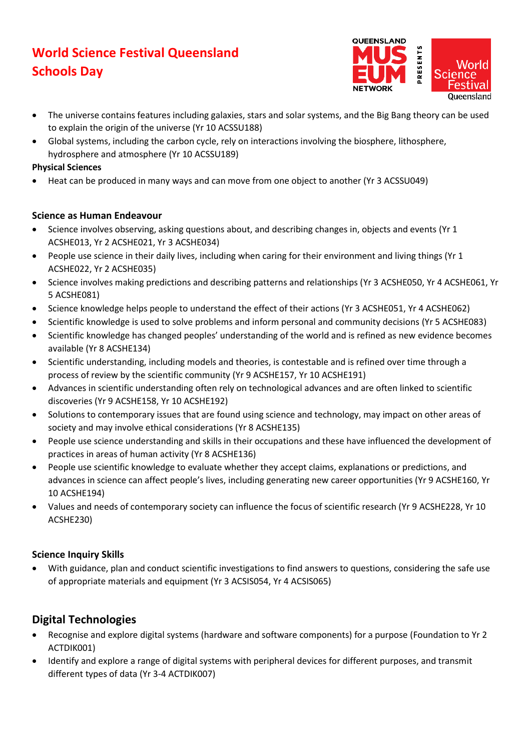- The universe contains features including galaxies, stars and solar systems, and the Big Bang theory can be used to explain the origin of the universe (Yr 10 ACSSU188)
- Global systems, including the carbon cycle, rely on interactions involving the biosphere, lithosphere, hydrosphere and atmosphere (Yr 10 ACSSU189)

**Physical Sciences**

- Heat can be produced in many ways and can move from one object to another (Yr 3 ACSSU049)

**Science as Human Endeavour**

- Science involves observing, asking questions about, and describing changes in, objects and events (Yr 1 ACSHE013, Yr 2 ACSHE021, Yr 3 ACSHE034)
- People use science in their daily lives, including when caring for their environment and living things (Yr 1 ACSHE022, Yr 2 ACSHE035)
- Science involves making predictions and describing patterns and relationships (Yr 3 ACSHE050, Yr 4 ACSHE061, Yr 5 ACSHE081)
- Science knowledge helps people to understand the effect of their actions (Yr 3 ACSHE051, Yr 4 ACSHE062)
- Scientific knowledge is used to solve problems and inform personal and community decisions (Yr 5 ACSHE083)
- Scientific knowledge has changed peoples' understanding of the world and is refined as new evidence becomes available (Yr 8 ACSHE134)
- Scientific understanding, including models and theories, is contestable and is refined over time through a process of review by the scientific community (Yr 9 ACSHE157, Yr 10 ACSHE191)
- Advances in scientific understanding often rely on technological advances and are often linked to scientific discoveries (Yr 9 ACSHE158, Yr 10 ACSHE192)
- Solutions to contemporary issues that are found using science and technology, may impact on other areas of society and may involve ethical considerations (Yr 8 ACSHE135)
- People use science understanding and skills in their occupations and these have influenced the development of practices in areas of human activity (Yr 8 ACSHE136)
- People use scientific knowledge to evaluate whether they accept claims, explanations or predictions, and advances in science can affect people's lives, including generating new career opportunities (Yr 9 ACSHE160, Yr 10 ACSHE194)
- Values and needs of contemporary society can influence the focus of scientific research (Yr 9 ACSHE228, Yr 10 ACSHE230)

**Science Inquiry Skills**

- With guidance, plan and conduct scientific investigations to find answers to questions, considering the safe use of appropriate materials and equipment (Yr 3 ACSIS054, Yr 4 ACSIS065)

## Digital Technologies

- Recognise and explore digital systems (hardware and software components) for a purpose (Foundation to Yr 2 ACTDIK001)
- Identify and explore a range of digital systems with peripheral devices for different purposes, and transmit different types of data (Yr 3-4 ACTDIK007)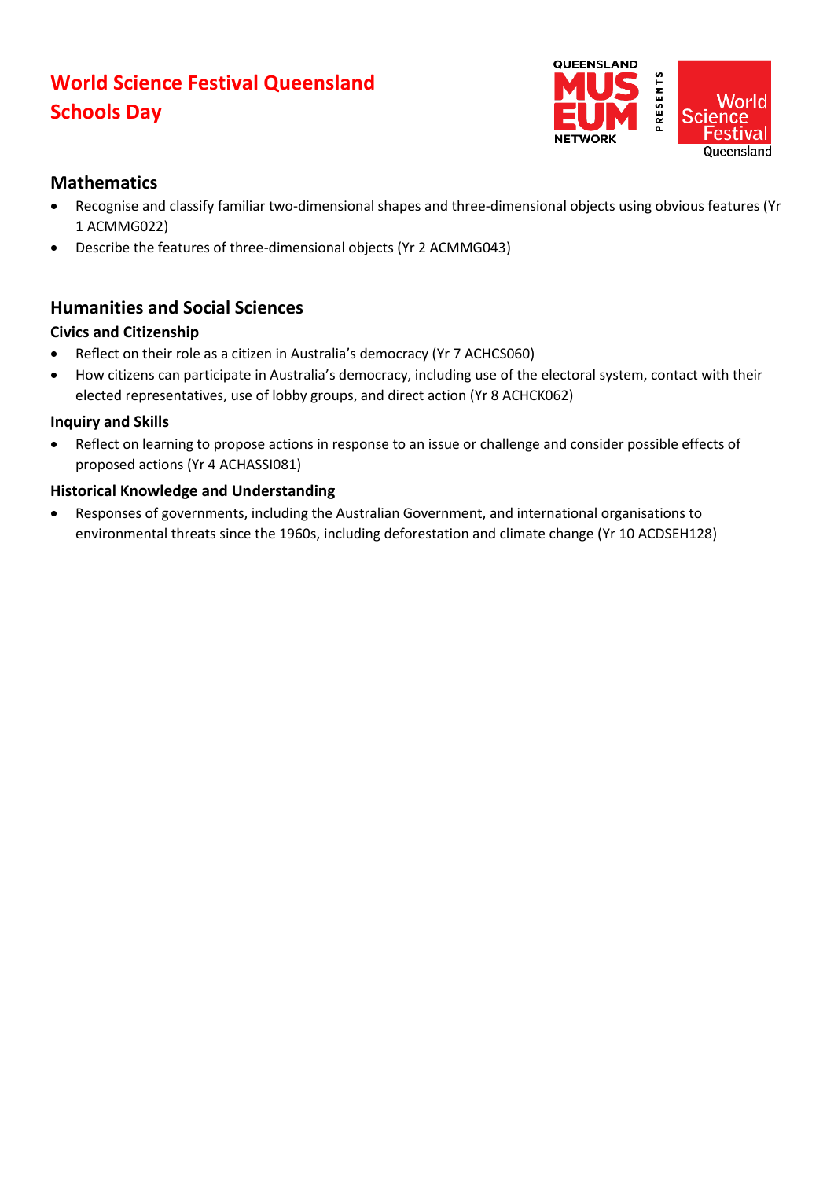# World Science Festival Queensland Schools Day

## Mathematics

- Recognise and classify familiar two-dimensional shapes and three-dimensional objects using obvious features (Yr 1 ACMMG022)
- Describe the features of three-dimensional objects (Yr 2 ACMMG043)

## Humanities and Social Sciences

### Civics and Citizenship

- Reflect on their role as a citizen in Australia's democracy (Yr 7 ACHCS060)
- How citizens can participate in Australia's democracy, including use of the electoral system, contact with their elected representatives, use of lobby groups, and direct action (Yr 8 ACHCK062)

### Inquiry and Skills

- Reflect on learning to propose actions in response to an issue or challenge and consider possible effects of proposed actions (Yr 4 ACHASSI081)

### Historical Knowledge and Understanding

- Responses of governments, including the Australian Government, and international organisations to environmental threats since the 1960s, including deforestation and climate change (Yr 10 ACDSEH128)